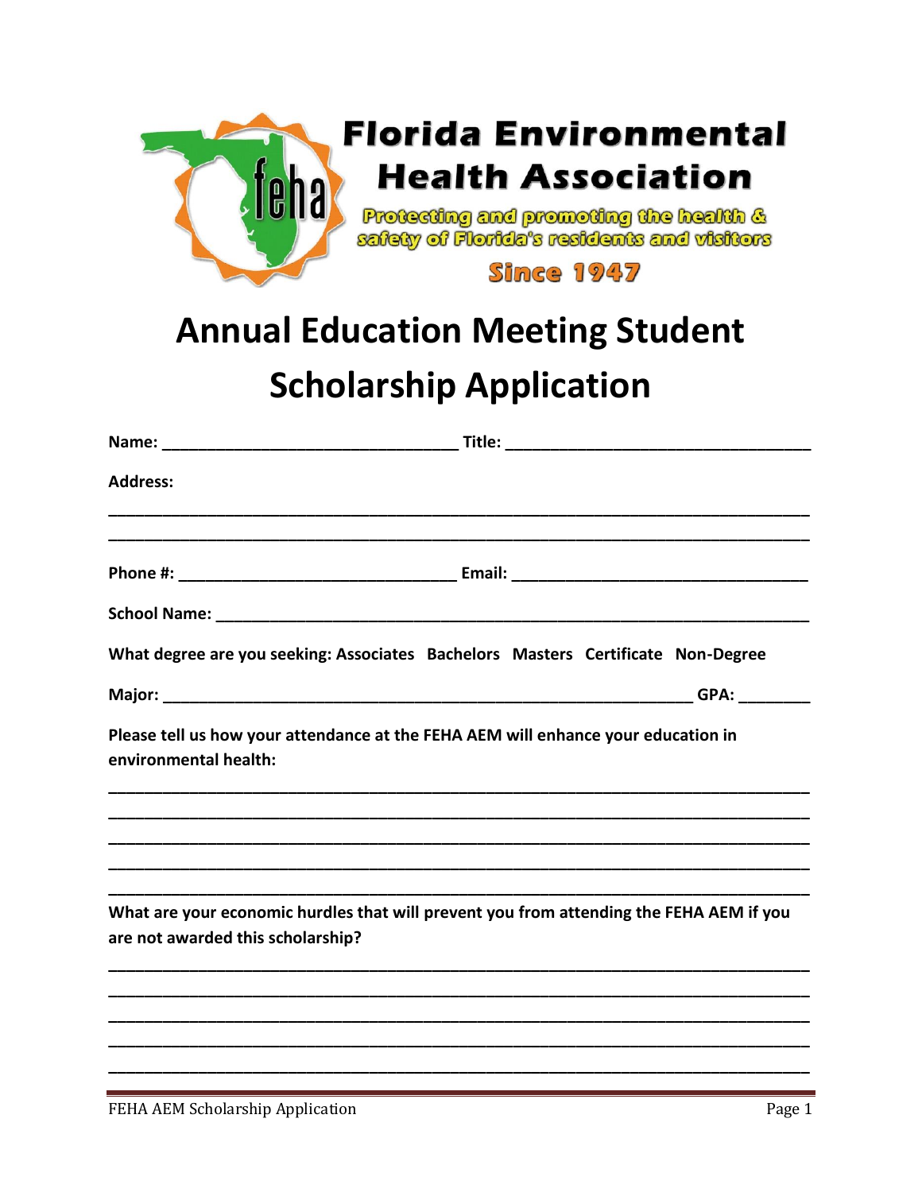**Florida Environmental Health Association**

Protecting and promoting the health & safety of Florida's residents and visitors

Since 1947

# Annual Education Meeting Student Scholarship Application

**Name:** ________________________________ **Title:** ________________________________

**Address:**

______________________________________________________________________________

______________________________________________________________________________

**Phone #:** ______________________________ **Email:** ________________________________

**School Name:** ______________________________________________________________

**What degree are you seeking: Associates Bachelors Masters Certificate Non-Degree**

**Major:** ________________________________________________________ **GPA:** ________

**Please tell us how your attendance at the FEHA AEM will enhance your education in environmental health:**

______________________________________________________________________________

______________________________________________________________________________

______________________________________________________________________________

______________________________________________________________________________

______________________________________________________________________________

**What are your economic hurdles that will prevent you from attending the FEHA AEM if you are not awarded this scholarship?**

______________________________________________________________________________

______________________________________________________________________________

______________________________________________________________________________

______________________________________________________________________________

______________________________________________________________________________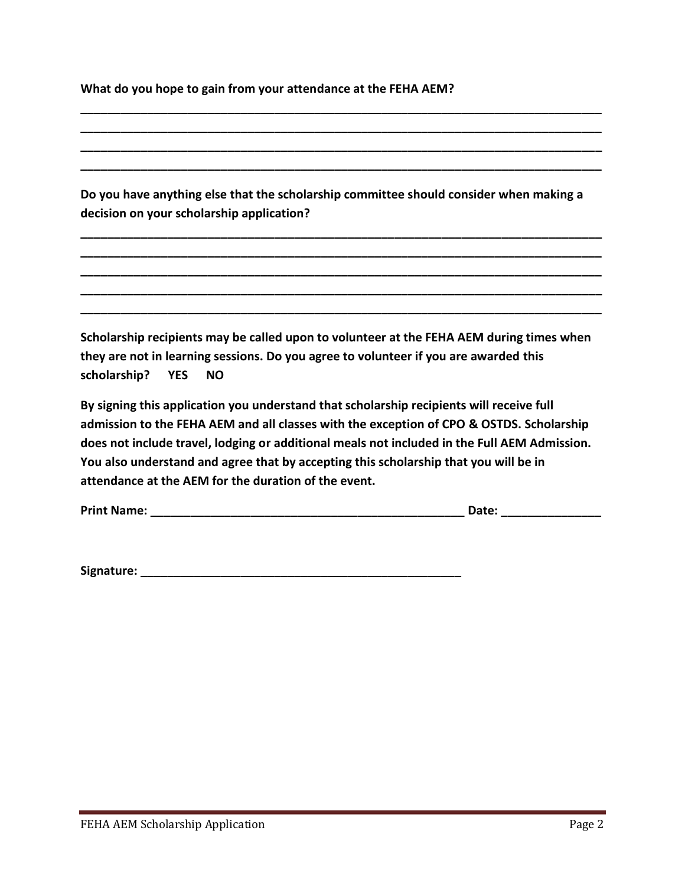**What do you hope to gain from your attendance at the FEHA AEM?**

\_\_\_\_\_\_\_\_\_\_\_\_\_\_\_\_\_\_\_\_\_\_\_\_\_\_\_\_\_\_\_\_\_\_\_\_\_\_\_\_\_\_\_\_\_\_\_\_\_\_\_\_\_\_\_\_\_\_\_\_\_\_\_\_\_\_\_\_\_\_\_\_\_\_\_\_\_\_\_\_\_\_

\_\_\_\_\_\_\_\_\_\_\_\_\_\_\_\_\_\_\_\_\_\_\_\_\_\_\_\_\_\_\_\_\_\_\_\_\_\_\_\_\_\_\_\_\_\_\_\_\_\_\_\_\_\_\_\_\_\_\_\_\_\_\_\_\_\_\_\_\_\_\_\_\_\_\_\_\_\_\_\_\_\_

\_\_\_\_\_\_\_\_\_\_\_\_\_\_\_\_\_\_\_\_\_\_\_\_\_\_\_\_\_\_\_\_\_\_\_\_\_\_\_\_\_\_\_\_\_\_\_\_\_\_\_\_\_\_\_\_\_\_\_\_\_\_\_\_\_\_\_\_\_\_\_\_\_\_\_\_\_\_\_\_\_\_

\_\_\_\_\_\_\_\_\_\_\_\_\_\_\_\_\_\_\_\_\_\_\_\_\_\_\_\_\_\_\_\_\_\_\_\_\_\_\_\_\_\_\_\_\_\_\_\_\_\_\_\_\_\_\_\_\_\_\_\_\_\_\_\_\_\_\_\_\_\_\_\_\_\_\_\_\_\_\_\_\_\_

**Do you have anything else that the scholarship committee should consider when making a decision on your scholarship application?**

\_\_\_\_\_\_\_\_\_\_\_\_\_\_\_\_\_\_\_\_\_\_\_\_\_\_\_\_\_\_\_\_\_\_\_\_\_\_\_\_\_\_\_\_\_\_\_\_\_\_\_\_\_\_\_\_\_\_\_\_\_\_\_\_\_\_\_\_\_\_\_\_\_\_\_\_\_\_\_\_\_\_

\_\_\_\_\_\_\_\_\_\_\_\_\_\_\_\_\_\_\_\_\_\_\_\_\_\_\_\_\_\_\_\_\_\_\_\_\_\_\_\_\_\_\_\_\_\_\_\_\_\_\_\_\_\_\_\_\_\_\_\_\_\_\_\_\_\_\_\_\_\_\_\_\_\_\_\_\_\_\_\_\_\_

\_\_\_\_\_\_\_\_\_\_\_\_\_\_\_\_\_\_\_\_\_\_\_\_\_\_\_\_\_\_\_\_\_\_\_\_\_\_\_\_\_\_\_\_\_\_\_\_\_\_\_\_\_\_\_\_\_\_\_\_\_\_\_\_\_\_\_\_\_\_\_\_\_\_\_\_\_\_\_\_\_\_

\_\_\_\_\_\_\_\_\_\_\_\_\_\_\_\_\_\_\_\_\_\_\_\_\_\_\_\_\_\_\_\_\_\_\_\_\_\_\_\_\_\_\_\_\_\_\_\_\_\_\_\_\_\_\_\_\_\_\_\_\_\_\_\_\_\_\_\_\_\_\_\_\_\_\_\_\_\_\_\_\_\_

\_\_\_\_\_\_\_\_\_\_\_\_\_\_\_\_\_\_\_\_\_\_\_\_\_\_\_\_\_\_\_\_\_\_\_\_\_\_\_\_\_\_\_\_\_\_\_\_\_\_\_\_\_\_\_\_\_\_\_\_\_\_\_\_\_\_\_\_\_\_\_\_\_\_\_\_\_\_\_\_\_\_

**Scholarship recipients may be called upon to volunteer at the FEHA AEM during times when they are not in learning sessions. Do you agree to volunteer if you are awarded this scholarship? YES NO**

**By signing this application you understand that scholarship recipients will receive full admission to the FEHA AEM and all classes with the exception of CPO & OSTDS. Scholarship does not include travel, lodging or additional meals not included in the Full AEM Admission. You also understand and agree that by accepting this scholarship that you will be in attendance at the AEM for the duration of the event.**

**Print Name:** \_\_\_\_\_\_\_\_\_\_\_\_\_\_\_\_\_\_\_\_\_\_\_\_\_\_\_\_\_\_\_\_\_\_\_\_\_\_\_\_\_\_\_\_\_\_\_\_ **Date:** \_\_\_\_\_\_\_\_\_\_\_\_\_\_\_

**Signature:** \_\_\_\_\_\_\_\_\_\_\_\_\_\_\_\_\_\_\_\_\_\_\_\_\_\_\_\_\_\_\_\_\_\_\_\_\_\_\_\_\_\_\_\_\_\_\_\_\_\_